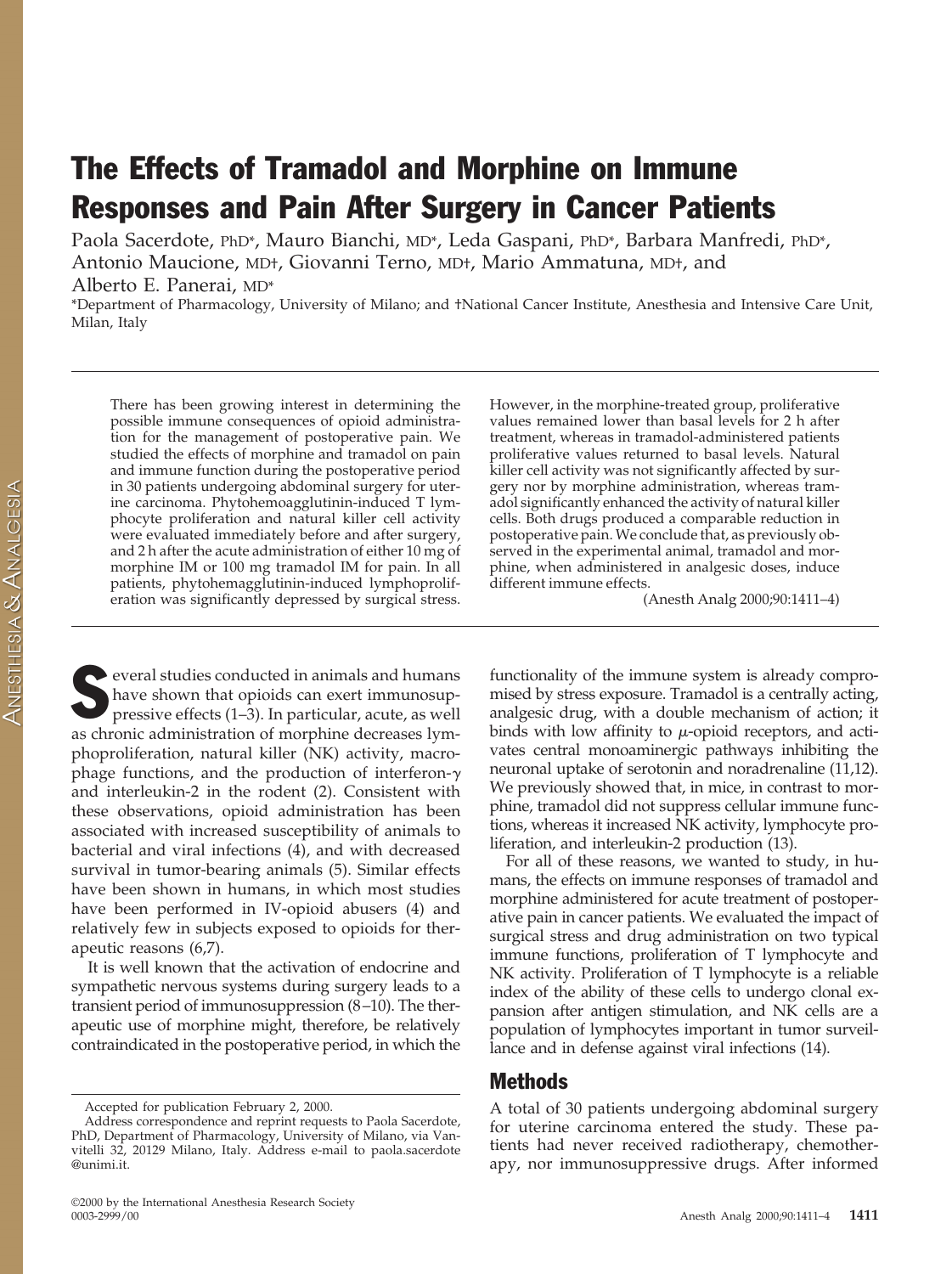# The Effects of Tramadol and Morphine on Immune Responses and Pain After Surgery in Cancer Patients

Paola Sacerdote, PhD*, Mauro Bianchi, MD*, Leda Gaspani, PhD*, Barbara Manfredi, PhD*, Antonio Maucione, MD†, Giovanni Terno, MD†, Mario Ammatuna, MD†, and Alberto E. Panerai, MD*

*Department of Pharmacology, University of Milano; and †National Cancer Institute, Anesthesia and Intensive Care Unit, Milan, Italy

There has been growing interest in determining the possible immune consequences of opioid administration for the management of postoperative pain. We studied the effects of morphine and tramadol on pain and immune function during the postoperative period in 30 patients undergoing abdominal surgery for uterine carcinoma. Phytohemagglutinin-induced T lymphocyte proliferation and natural killer cell activity were evaluated immediately before and after surgery, and 2 h after the acute administration of either 10 mg of morphine IM or 100 mg tramadol IM for pain. In all patients, phytohemagglutinin-induced lymphoproliferation was significantly depressed by surgical stress. However, in the morphine-treated group, proliferative values remained lower than basal levels for 2 h after treatment, whereas in tramadol-administered patients proliferative values returned to basal levels. Natural killer cell activity was not significantly affected by surgery nor by morphine administration, whereas tramadol significantly enhanced the activity of natural killer cells. Both drugs produced a comparable reduction in postoperative pain. We conclude that, as previously observed in the experimental animal, tramadol and morphine, when administered in analgesic doses, induce different immune effects.

(Anesth Analg 2000;90:1411–4)

Several studies conducted in animals and humans have shown that opioids can exert immunosuppressive effects (1–3). In particular, acute, as well as chronic administration of morphine decreases lymphoproliferation, natural killer (NK) activity, macrophage functions, and the production of interferon-$\gamma$ and interleukin-2 in the rodent (2). Consistent with these observations, opioid administration has been associated with increased susceptibility of animals to bacterial and viral infections (4), and with decreased survival in tumor-bearing animals (5). Similar effects have been shown in humans, in which most studies have been performed in IV-opioid abusers (4) and relatively few in subjects exposed to opioids for therapeutic reasons (6,7).

It is well known that the activation of endocrine and sympathetic nervous systems during surgery leads to a transient period of immunosuppression (8–10). The therapeutic use of morphine might, therefore, be relatively contraindicated in the postoperative period, in which the functionality of the immune system is already compromised by stress exposure. Tramadol is a centrally acting, analgesic drug, with a double mechanism of action; it binds with low affinity to $\mu$-opioid receptors, and activates central monoaminergic pathways inhibiting the neuronal uptake of serotonin and noradrenaline (11,12). We previously showed that, in mice, in contrast to morphine, tramadol did not suppress cellular immune functions, whereas it increased NK activity, lymphocyte proliferation, and interleukin-2 production (13).

For all of these reasons, we wanted to study, in humans, the effects on immune responses of tramadol and morphine administered for acute treatment of postoperative pain in cancer patients. We evaluated the impact of surgical stress and drug administration on two typical immune functions, proliferation of T lymphocyte and NK activity. Proliferation of T lymphocyte is a reliable index of the ability of these cells to undergo clonal expansion after antigen stimulation, and NK cells are a population of lymphocytes important in tumor surveillance and in defense against viral infections (14).

## Methods

A total of 30 patients undergoing abdominal surgery for uterine carcinoma entered the study. These patients had never received radiotherapy, chemotherapy, nor immunosuppressive drugs. After informed

Accepted for publication February 2, 2000.

Address correspondence and reprint requests to Paola Sacerdote, PhD, Department of Pharmacology, University of Milano, via Vanvitelli 32, 20129 Milano, Italy. Address e-mail to paola.sacerdote@unimi.it.

©2000 by the International Anesthesia Research Society
0003-2999/00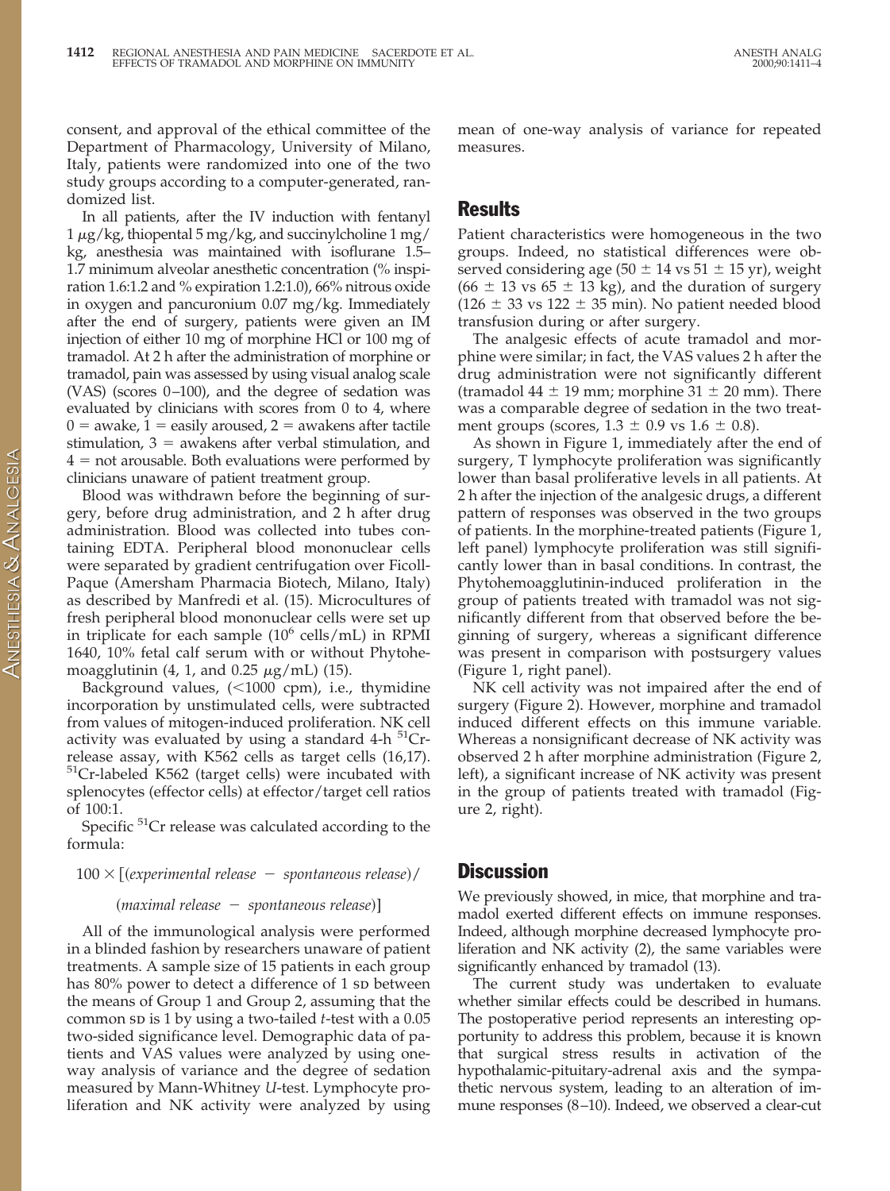consent, and approval of the ethical committee of the Department of Pharmacology, University of Milano, Italy, patients were randomized into one of the two study groups according to a computer-generated, randomized list.

In all patients, after the IV induction with fentanyl 1 $\mu$g/kg, thiopental 5 mg/kg, and succinylcholine 1 mg/kg, anesthesia was maintained with isoflurane 1.5–1.7 minimum alveolar anesthetic concentration (% inspiration 1.6:1.2 and % expiration 1.2:1.0), 66% nitrous oxide in oxygen and pancuronium 0.07 mg/kg. Immediately after the end of surgery, patients were given an IM injection of either 10 mg of morphine HCl or 100 mg of tramadol. At 2 h after the administration of morphine or tramadol, pain was assessed by using visual analog scale (VAS) (scores 0–100), and the degree of sedation was evaluated by clinicians with scores from 0 to 4, where 0 = awake, 1 = easily aroused, 2 = awakens after tactile stimulation, 3 = awakens after verbal stimulation, and 4 = not arousable. Both evaluations were performed by clinicians unaware of patient treatment group.

Blood was withdrawn before the beginning of surgery, before drug administration, and 2 h after drug administration. Blood was collected into tubes containing EDTA. Peripheral blood mononuclear cells were separated by gradient centrifugation over Ficoll-Paque (Amersham Pharmacia Biotech, Milano, Italy) as described by Manfredi et al. (15). Microcultures of fresh peripheral blood mononuclear cells were set up in triplicate for each sample ($10^6$ cells/mL) in RPMI 1640, 10% fetal calf serum with or without Phytohemoagglutinin (4, 1, and 0.25 $\mu$g/mL) (15).

Background values, (<1000 cpm), i.e., thymidine incorporation by unstimulated cells, were subtracted from values of mitogen-induced proliferation. NK cell activity was evaluated by using a standard 4-h $^{51}$Cr-release assay, with K562 cells as target cells (16,17). $^{51}$Cr-labeled K562 (target cells) were incubated with splenocytes (effector cells) at effector/target cell ratios of 100:1.

Specific $^{51}$Cr release was calculated according to the formula:

$$100 \times [(\textit{experimental release} - \textit{spontaneous release})/(\textit{maximal release} - \textit{spontaneous release})]$$

All of the immunological analysis were performed in a blinded fashion by researchers unaware of patient treatments. A sample size of 15 patients in each group has 80% power to detect a difference of 1 SD between the means of Group 1 and Group 2, assuming that the common SD is 1 by using a two-tailed *t*-test with a 0.05 two-sided significance level. Demographic data of patients and VAS values were analyzed by using one-way analysis of variance and the degree of sedation measured by Mann-Whitney *U*-test. Lymphocyte proliferation and NK activity were analyzed by using mean of one-way analysis of variance for repeated measures.

## Results

Patient characteristics were homogeneous in the two groups. Indeed, no statistical differences were observed considering age (50 ± 14 vs 51 ± 15 yr), weight (66 ± 13 vs 65 ± 13 kg), and the duration of surgery (126 ± 33 vs 122 ± 35 min). No patient needed blood transfusion during or after surgery.

The analgesic effects of acute tramadol and morphine were similar; in fact, the VAS values 2 h after the drug administration were not significantly different (tramadol 44 ± 19 mm; morphine 31 ± 20 mm). There was a comparable degree of sedation in the two treatment groups (scores, 1.3 ± 0.9 vs 1.6 ± 0.8).

As shown in Figure 1, immediately after the end of surgery, T lymphocyte proliferation was significantly lower than basal proliferative levels in all patients. At 2 h after the injection of the analgesic drugs, a different pattern of responses was observed in the two groups of patients. In the morphine-treated patients (Figure 1, left panel) lymphocyte proliferation was still significantly lower than in basal conditions. In contrast, the Phytohemoagglutinin-induced proliferation in the group of patients treated with tramadol was not significantly different from that observed before the beginning of surgery, whereas a significant difference was present in comparison with postsurgery values (Figure 1, right panel).

NK cell activity was not impaired after the end of surgery (Figure 2). However, morphine and tramadol induced different effects on this immune variable. Whereas a nonsignificant decrease of NK activity was observed 2 h after morphine administration (Figure 2, left), a significant increase of NK activity was present in the group of patients treated with tramadol (Figure 2, right).

## Discussion

We previously showed, in mice, that morphine and tramadol exerted different effects on immune responses. Indeed, although morphine decreased lymphocyte proliferation and NK activity (2), the same variables were significantly enhanced by tramadol (13).

The current study was undertaken to evaluate whether similar effects could be described in humans. The postoperative period represents an interesting opportunity to address this problem, because it is known that surgical stress results in activation of the hypothalamic-pituitary-adrenal axis and the sympathetic nervous system, leading to an alteration of immune responses (8–10). Indeed, we observed a clear-cut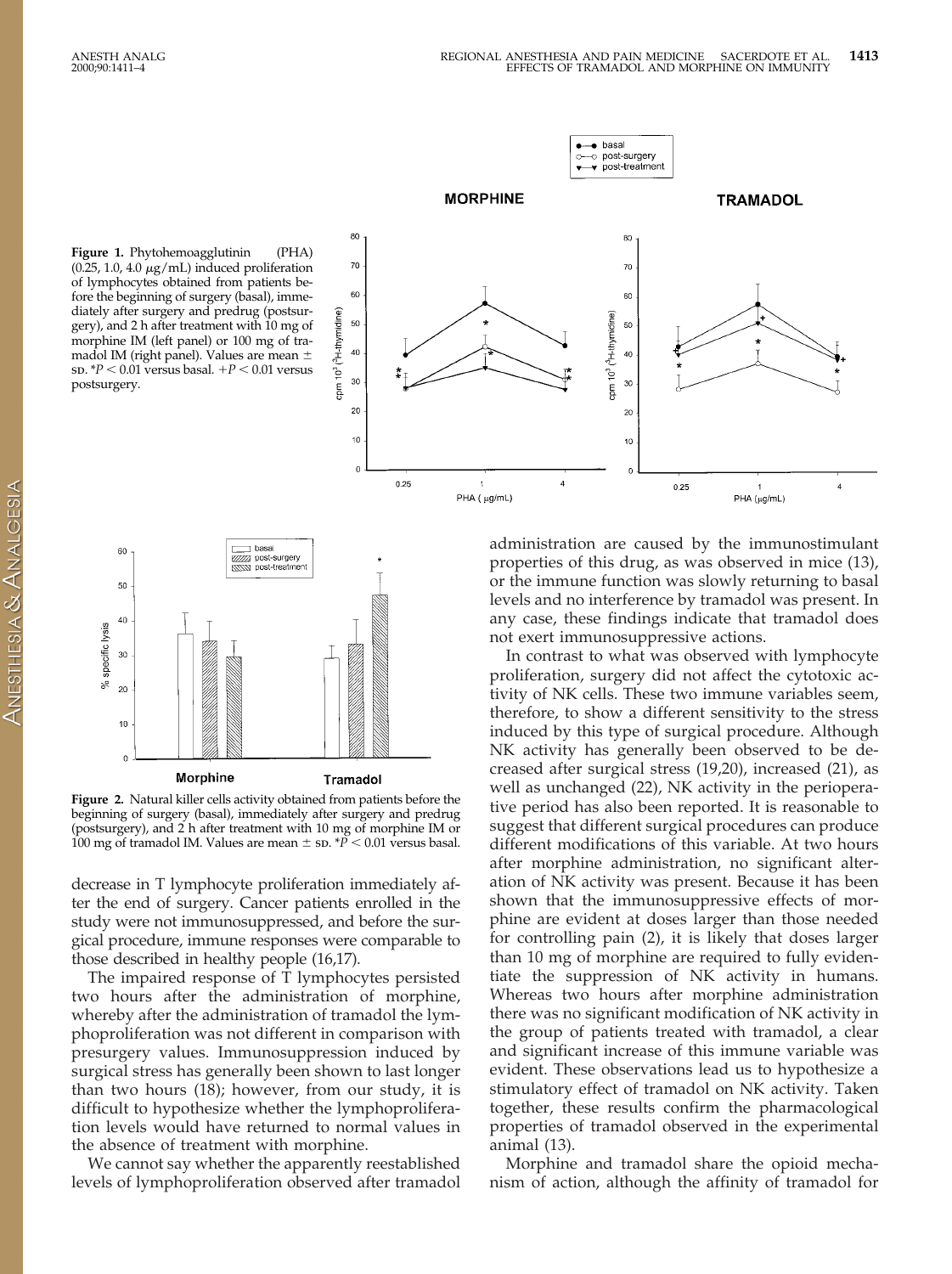**Figure 1.** Phytohemoagglutinin (PHA) (0.25, 1.0, 4.0 μg/mL) induced proliferation of lymphocytes obtained from patients before the beginning of surgery (basal), immediately after surgery and predrug (postsurgery), and 2 h after treatment with 10 mg of morphine IM (left panel) or 100 mg of tramadol IM (right panel). Values are mean ± SD. \*$P < 0.01$ versus basal. +$P < 0.01$ versus postsurgery.

**Figure 2.** Natural killer cells activity obtained from patients before the beginning of surgery (basal), immediately after surgery and predrug (postsurgery), and 2 h after treatment with 10 mg of morphine IM or 100 mg of tramadol IM. Values are mean ± SD. \*$P < 0.01$ versus basal.

decrease in T lymphocyte proliferation immediately after the end of surgery. Cancer patients enrolled in the study were not immunosuppressed, and before the surgical procedure, immune responses were comparable to those described in healthy people (16,17).

The impaired response of T lymphocytes persisted two hours after the administration of morphine, whereby after the administration of tramadol the lymphoproliferation was not different in comparison with presurgery values. Immunosuppression induced by surgical stress has generally been shown to last longer than two hours (18); however, from our study, it is difficult to hypothesize whether the lymphoproliferation levels would have returned to normal values in the absence of treatment with morphine.

We cannot say whether the apparently reestablished levels of lymphoproliferation observed after tramadol administration are caused by the immunostimulant properties of this drug, as was observed in mice (13), or the immune function was slowly returning to basal levels and no interference by tramadol was present. In any case, these findings indicate that tramadol does not exert immunosuppressive actions.

In contrast to what was observed with lymphocyte proliferation, surgery did not affect the cytotoxic activity of NK cells. These two immune variables seem, therefore, to show a different sensitivity to the stress induced by this type of surgical procedure. Although NK activity has generally been observed to be decreased after surgical stress (19,20), increased (21), as well as unchanged (22), NK activity in the perioperative period has also been reported. It is reasonable to suggest that different surgical procedures can produce different modifications of this variable. At two hours after morphine administration, no significant alteration of NK activity was present. Because it has been shown that the immunosuppressive effects of morphine are evident at doses larger than those needed for controlling pain (2), it is likely that doses larger than 10 mg of morphine are required to fully evidentiate the suppression of NK activity in humans. Whereas two hours after morphine administration there was no significant modification of NK activity in the group of patients treated with tramadol, a clear and significant increase of this immune variable was evident. These observations lead us to hypothesize a stimulatory effect of tramadol on NK activity. Taken together, these results confirm the pharmacological properties of tramadol observed in the experimental animal (13).

Morphine and tramadol share the opioid mechanism of action, although the affinity of tramadol for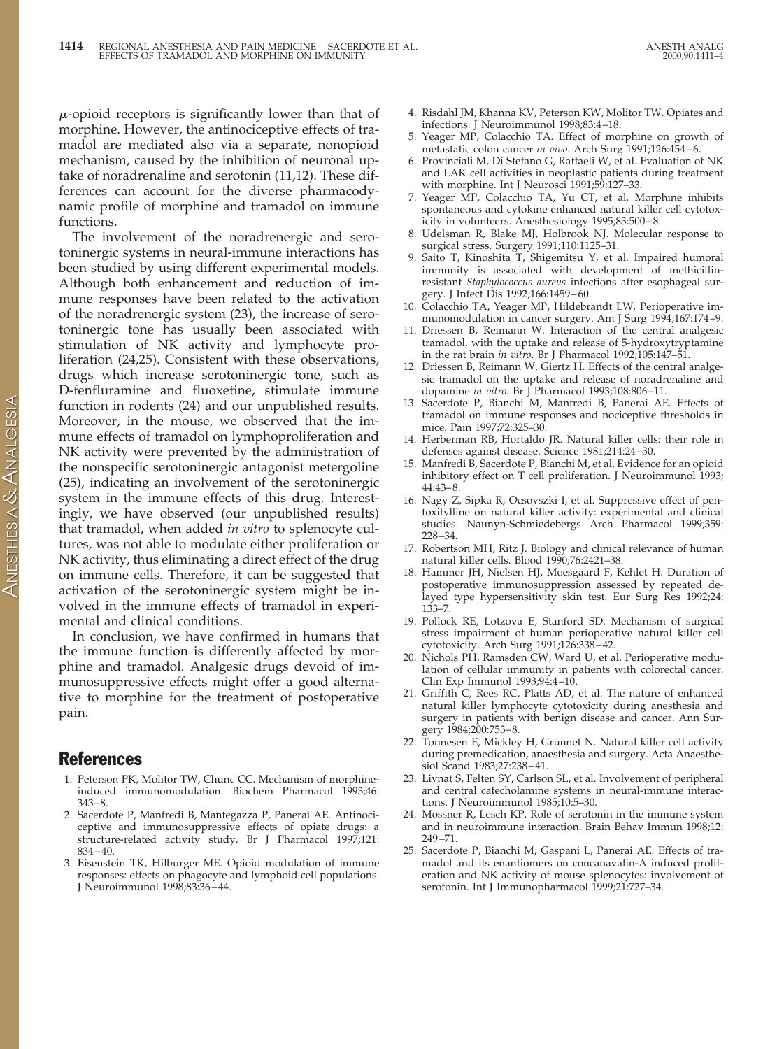$\mu$-opioid receptors is significantly lower than that of morphine. However, the antinociceptive effects of tramadol are mediated also via a separate, nonopioid mechanism, caused by the inhibition of neuronal uptake of noradrenaline and serotonin (11,12). These differences can account for the diverse pharmacodynamic profile of morphine and tramadol on immune functions.

The involvement of the noradrenergic and serotoninergic systems in neural-immune interactions has been studied by using different experimental models. Although both enhancement and reduction of immune responses have been related to the activation of the noradrenergic system (23), the increase of serotoninergic tone has usually been associated with stimulation of NK activity and lymphocyte proliferation (24,25). Consistent with these observations, drugs which increase serotoninergic tone, such as D-fenfluramine and fluoxetine, stimulate immune function in rodents (24) and our unpublished results. Moreover, in the mouse, we observed that the immune effects of tramadol on lymphoproliferation and NK activity were prevented by the administration of the nonspecific serotoninergic antagonist metergoline (25), indicating an involvement of the serotoninergic system in the immune effects of this drug. Interestingly, we have observed (our unpublished results) that tramadol, when added *in vitro* to splenocyte cultures, was not able to modulate either proliferation or NK activity, thus eliminating a direct effect of the drug on immune cells. Therefore, it can be suggested that activation of the serotoninergic system might be involved in the immune effects of tramadol in experimental and clinical conditions.

In conclusion, we have confirmed in humans that the immune function is differently affected by morphine and tramadol. Analgesic drugs devoid of immunosuppressive effects might offer a good alternative to morphine for the treatment of postoperative pain.

## References

1. Peterson PK, Molitor TW, Chunc CC. Mechanism of morphine-induced immunomodulation. Biochem Pharmacol 1993;46:343–8.
2. Sacerdote P, Manfredi B, Mantegazza P, Panerai AE. Antinociceptive and immunosuppressive effects of opiate drugs: a structure-related activity study. Br J Pharmacol 1997;121:834–40.
3. Eisenstein TK, Hilburger ME. Opioid modulation of immune responses: effects on phagocyte and lymphoid cell populations. J Neuroimmunol 1998;83:36–44.
4. Risdahl JM, Khanna KV, Peterson KW, Molitor TW. Opiates and infections. J Neuroimmunol 1998;83:4–18.
5. Yeager MP, Colacchio TA. Effect of morphine on growth of metastatic colon cancer *in vivo*. Arch Surg 1991;126:454–6.
6. Provinciali M, Di Stefano G, Raffaeli W, et al. Evaluation of NK and LAK cell activities in neoplastic patients during treatment with morphine. Int J Neurosci 1991;59:127–33.
7. Yeager MP, Colacchio TA, Yu CT, et al. Morphine inhibits spontaneous and cytokine enhanced natural killer cell cytotoxicity in volunteers. Anesthesiology 1995;83:500–8.
8. Udelsman R, Blake MJ, Holbrook NJ. Molecular response to surgical stress. Surgery 1991;110:1125–31.
9. Saito T, Kinoshita T, Shigemitsu Y, et al. Impaired humoral immunity is associated with development of methicillin-resistant *Staphylococcus aureus* infections after esophageal surgery. J Infect Dis 1992;166:1459–60.
10. Colacchio TA, Yeager MP, Hildebrandt LW. Perioperative immunomodulation in cancer surgery. Am J Surg 1994;167:174–9.
11. Driessen B, Reimann W. Interaction of the central analgesic tramadol, with the uptake and release of 5-hydroxytryptamine in the rat brain *in vitro*. Br J Pharmacol 1992;105:147–51.
12. Driessen B, Reimann W, Giertz H. Effects of the central analgesic tramadol on the uptake and release of noradrenaline and dopamine *in vitro.* Br J Pharmacol 1993;108:806–11.
13. Sacerdote P, Bianchi M, Manfredi B, Panerai AE. Effects of tramadol on immune responses and nociceptive thresholds in mice. Pain 1997;72:325–30.
14. Herberman RB, Hortaldo JR. Natural killer cells: their role in defenses against disease. Science 1981;214:24–30.
15. Manfredi B, Sacerdote P, Bianchi M, et al. Evidence for an opioid inhibitory effect on T cell proliferation. J Neuroimmunol 1993;44:43–8.
16. Nagy Z, Sipka R, Ocsovszki I, et al. Suppressive effect of pentoxifylline on natural killer activity: experimental and clinical studies. Naunyn-Schmiedebergs Arch Pharmacol 1999;359:228–34.
17. Robertson MH, Ritz J. Biology and clinical relevance of human natural killer cells. Blood 1990;76:2421–38.
18. Hammer JH, Nielsen HJ, Moesgaard F, Kehlet H. Duration of postoperative immunosuppression assessed by repeated delayed type hypersensitivity skin test. Eur Surg Res 1992;24:133–7.
19. Pollock RE, Lotzova E, Stanford SD. Mechanism of surgical stress impairment of human perioperative natural killer cell cytotoxicity. Arch Surg 1991;126:338–42.
20. Nichols PH, Ramsden CW, Ward U, et al. Perioperative modulation of cellular immunity in patients with colorectal cancer. Clin Exp Immunol 1993;94:4–10.
21. Griffith C, Rees RC, Platts AD, et al. The nature of enhanced natural killer lymphocyte cytotoxicity during anesthesia and surgery in patients with benign disease and cancer. Ann Surgery 1984;200:753–8.
22. Tonnesen E, Mickley H, Grunnet N. Natural killer cell activity during premedication, anaesthesia and surgery. Acta Anaesthesiol Scand 1983;27:238–41.
23. Livnat S, Felten SY, Carlson SL, et al. Involvement of peripheral and central catecholamine systems in neural-immune interactions. J Neuroimmunol 1985;10:5–30.
24. Mossner R, Lesch KP. Role of serotonin in the immune system and in neuroimmune interaction. Brain Behav Immun 1998;12:249–71.
25. Sacerdote P, Bianchi M, Gaspani L, Panerai AE. Effects of tramadol and its enantiomers on concanavalin-A induced proliferation and NK activity of mouse splenocytes: involvement of serotonin. Int J Immunopharmacol 1999;21:727–34.